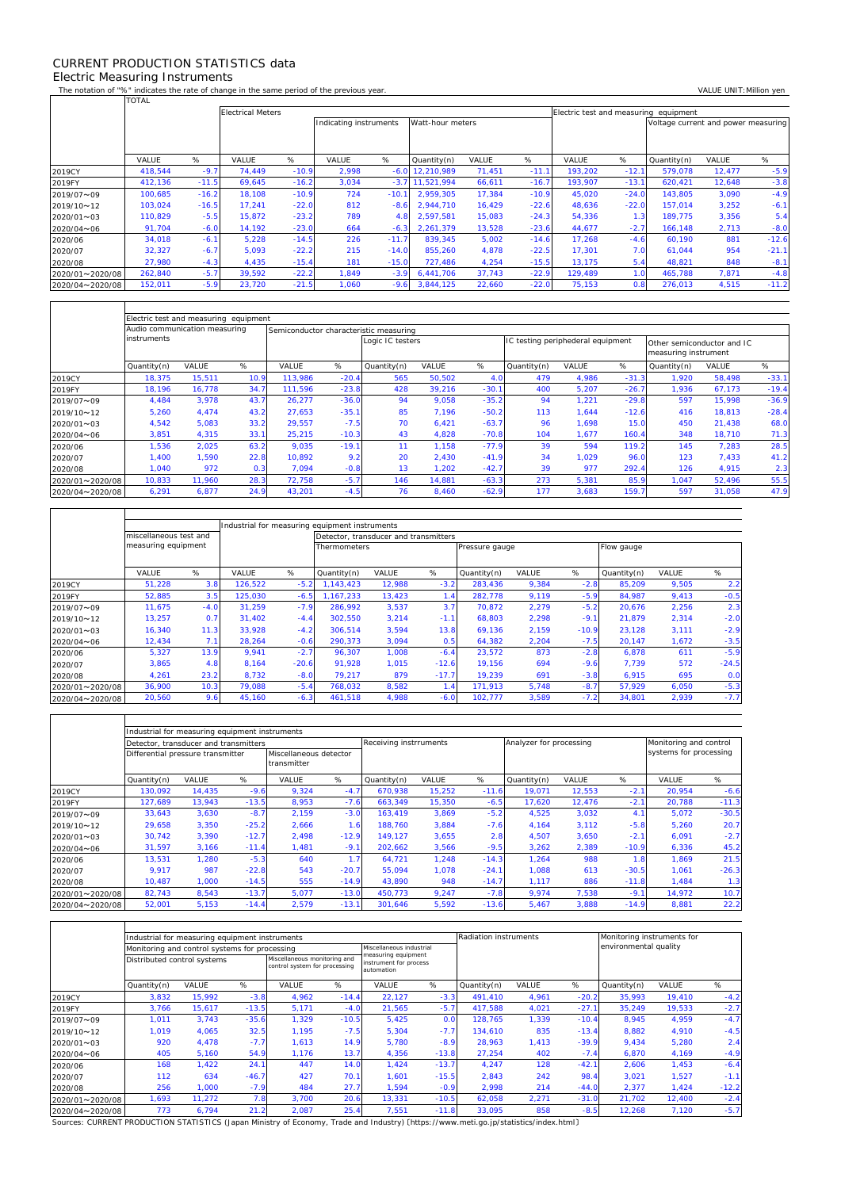# CURRENT PRODUCTION STATISTICS data

## Electric Measuring Instruments

The notation of "%" indicates the rate of change in the same period of the previous year.

VALUE UNIT:Million yen

| | TOTAL | | Electrical Meters | | | | | | | Electric test and measuring equipment | | | | |
|---|---|---|---|---|---|---|---|---|---|---|---|---|---|---|
| | | | | | Indicating instruments | | Watt-hour meters | | | | | Voltage current and power measuring | | |
| | VALUE | % | VALUE | % | VALUE | % | Quantity(n) | VALUE | % | VALUE | % | Quantity(n) | VALUE | % |
| 2019CY | 418,544 | -9.7 | 74,449 | -10.9 | 2,998 | -6.0 | 12,210,989 | 71,451 | -11.1 | 193,202 | -12.1 | 579,078 | 12,477 | -5.9 |
| 2019FY | 412,136 | -11.5 | 69,645 | -16.2 | 3,034 | -3.7 | 11,521,994 | 66,611 | -16.7 | 193,907 | -13.1 | 620,421 | 12,648 | -3.8 |
| 2019/07～09 | 100,685 | -16.2 | 18,108 | -10.9 | 724 | -10.1 | 2,959,305 | 17,384 | -10.9 | 45,020 | -24.0 | 143,805 | 3,090 | -4.9 |
| 2019/10～12 | 103,024 | -16.5 | 17,241 | -22.0 | 812 | -8.6 | 2,944,710 | 16,429 | -22.6 | 48,636 | -22.0 | 157,014 | 3,252 | -6.1 |
| 2020/01～03 | 110,829 | -5.5 | 15,872 | -23.2 | 789 | 4.8 | 2,597,581 | 15,083 | -24.3 | 54,336 | 1.3 | 189,775 | 3,356 | 5.4 |
| 2020/04～06 | 91,704 | -6.0 | 14,192 | -23.0 | 664 | -6.3 | 2,261,379 | 13,528 | -23.6 | 44,677 | -2.7 | 166,148 | 2,713 | -8.0 |
| 2020/06 | 34,018 | -6.1 | 5,228 | -14.5 | 226 | -11.7 | 839,345 | 5,002 | -14.6 | 17,268 | -4.6 | 60,190 | 881 | -12.6 |
| 2020/07 | 32,327 | -6.7 | 5,093 | -22.2 | 215 | -14.0 | 855,260 | 4,878 | -22.5 | 17,301 | 7.0 | 61,044 | 954 | -21.1 |
| 2020/08 | 27,980 | -4.3 | 4,435 | -15.4 | 181 | -15.0 | 727,486 | 4,254 | -15.5 | 13,175 | 5.4 | 48,821 | 848 | -8.1 |
| 2020/01～2020/08 | 262,840 | -5.7 | 39,592 | -22.2 | 1,849 | -3.9 | 6,441,706 | 37,743 | -22.9 | 129,489 | 1.0 | 465,788 | 7,871 | -4.8 |
| 2020/04～2020/08 | 152,011 | -5.9 | 23,720 | -21.5 | 1,060 | -9.6 | 3,844,125 | 22,660 | -22.0 | 75,153 | 0.8 | 276,013 | 4,515 | -11.2 |

| | Electric test and measuring equipment | | | | | | | | | | | | | |
|---|---|---|---|---|---|---|---|---|---|---|---|---|---|---|
| | Audio communication measuring instruments | | | Semiconductor characteristic measuring | | | | | | | | | | |
| | | | | | | Logic IC testers | | | IC testing peripheheral equipment | | | Other semiconductor and IC measuring instrument | | |
| | Quantity(n) | VALUE | % | VALUE | % | Quantity(n) | VALUE | % | Quantity(n) | VALUE | % | Quantity(n) | VALUE | % |
| 2019CY | 18,375 | 15,511 | 10.9 | 113,986 | -20.4 | 565 | 50,502 | 4.0 | 479 | 4,986 | -31.3 | 1,920 | 58,498 | -33.1 |
| 2019FY | 18,196 | 16,778 | 34.7 | 111,596 | -23.8 | 428 | 39,216 | -30.1 | 400 | 5,207 | -26.7 | 1,936 | 67,173 | -19.4 |
| 2019/07～09 | 4,484 | 3,978 | 43.7 | 26,277 | -36.0 | 94 | 9,058 | -35.2 | 94 | 1,221 | -29.8 | 597 | 15,998 | -36.9 |
| 2019/10～12 | 5,260 | 4,474 | 43.2 | 27,653 | -35.1 | 85 | 7,196 | -50.2 | 113 | 1,644 | -12.6 | 416 | 18,813 | -28.4 |
| 2020/01～03 | 4,542 | 5,083 | 33.2 | 29,557 | -7.5 | 70 | 6,421 | -63.7 | 96 | 1,698 | 15.0 | 450 | 21,438 | 68.0 |
| 2020/04～06 | 3,851 | 4,315 | 33.1 | 25,215 | -10.3 | 43 | 4,828 | -70.8 | 104 | 1,677 | 160.4 | 348 | 18,710 | 71.3 |
| 2020/06 | 1,536 | 2,025 | 63.2 | 9,035 | -19.1 | 11 | 1,158 | -77.9 | 39 | 594 | 119.2 | 145 | 7,283 | 28.5 |
| 2020/07 | 1,400 | 1,590 | 22.8 | 10,892 | 9.2 | 20 | 2,430 | -41.9 | 34 | 1,029 | 96.0 | 123 | 7,433 | 41.2 |
| 2020/08 | 1,040 | 972 | 0.3 | 7,094 | -0.8 | 13 | 1,202 | -42.7 | 39 | 977 | 292.4 | 126 | 4,915 | 2.3 |
| 2020/01～2020/08 | 10,833 | 11,960 | 28.3 | 72,758 | -5.7 | 146 | 14,881 | -63.3 | 273 | 5,381 | 85.9 | 1,047 | 52,496 | 55.5 |
| 2020/04～2020/08 | 6,291 | 6,877 | 24.9 | 43,201 | -4.5 | 76 | 8,460 | -62.9 | 177 | 3,683 | 159.7 | 597 | 31,058 | 47.9 |

| | miscellaneous test and measuring equipment | | Industrial for measuring equipment instruments | | | | | | | | | | | |
|---|---|---|---|---|---|---|---|---|---|---|---|---|---|---|
| | | | | | Detector, transducer and transmitters | | | | | | | | | |
| | | | | | Thermometers | | | Pressure gauge | | | Flow gauge | | | |
| | VALUE | % | VALUE | % | Quantity(n) | VALUE | % | Quantity(n) | VALUE | % | Quantity(n) | VALUE | % | |
| 2019CY | 51,228 | 3.8 | 126,522 | -5.2 | 1,143,423 | 12,988 | -3.2 | 283,436 | 9,384 | -2.8 | 85,209 | 9,505 | 2.2 | |
| 2019FY | 52,885 | 3.5 | 125,030 | -6.5 | 1,167,233 | 13,423 | 1.4 | 282,778 | 9,119 | -5.9 | 84,987 | 9,413 | -0.5 | |
| 2019/07～09 | 11,675 | -4.0 | 31,259 | -7.9 | 286,992 | 3,537 | 3.7 | 70,872 | 2,279 | -5.2 | 20,676 | 2,256 | 2.3 | |
| 2019/10～12 | 13,257 | 0.7 | 31,402 | -4.4 | 302,550 | 3,214 | -1.1 | 68,803 | 2,298 | -9.1 | 21,879 | 2,314 | -2.0 | |
| 2020/01～03 | 16,340 | 11.3 | 33,928 | -4.2 | 306,514 | 3,594 | 13.8 | 69,136 | 2,159 | -10.9 | 23,128 | 3,111 | -2.9 | |
| 2020/04～06 | 12,434 | 7.1 | 28,264 | -0.6 | 290,373 | 3,094 | 0.5 | 64,382 | 2,204 | -7.5 | 20,147 | 1,672 | -3.5 | |
| 2020/06 | 5,327 | 13.9 | 9,941 | -2.7 | 96,307 | 1,008 | -6.4 | 23,572 | 873 | -2.8 | 6,878 | 611 | -5.9 | |
| 2020/07 | 3,865 | 4.8 | 8,164 | -20.6 | 91,928 | 1,015 | -12.6 | 19,156 | 694 | -9.6 | 7,739 | 572 | -24.5 | |
| 2020/08 | 4,261 | 23.2 | 8,732 | -8.0 | 79,217 | 879 | -17.7 | 19,239 | 691 | -3.8 | 6,915 | 695 | 0.0 | |
| 2020/01～2020/08 | 36,900 | 10.3 | 79,088 | -5.4 | 768,032 | 8,582 | 1.4 | 171,913 | 5,748 | -8.7 | 57,929 | 6,050 | -5.3 | |
| 2020/04～2020/08 | 20,560 | 9.6 | 45,160 | -6.3 | 461,518 | 4,988 | -6.0 | 102,777 | 3,589 | -7.2 | 34,801 | 2,939 | -7.7 | |

| | Industrial for measuring equipment instruments | | | | | | | | | | | | |
|---|---|---|---|---|---|---|---|---|---|---|---|---|---|
| | Detector, transducer and transmitters | | | | | Receiving instrruments | | | Analyzer for processing | | | Monitoring and control systems for processing | |
| | Differential pressure transmitter | | | Miscellaneous detector transmitter | | | | | | | | | |
| | Quantity(n) | VALUE | % | VALUE | % | Quantity(n) | VALUE | % | Quantity(n) | VALUE | % | VALUE | % |
| 2019CY | 130,092 | 14,435 | -9.6 | 9,324 | -4.7 | 670,938 | 15,252 | -11.6 | 19,071 | 12,553 | -2.1 | 20,954 | -6.6 |
| 2019FY | 127,689 | 13,943 | -13.5 | 8,953 | -7.6 | 663,349 | 15,350 | -6.5 | 17,620 | 12,476 | -2.1 | 20,788 | -11.3 |
| 2019/07～09 | 33,643 | 3,630 | -8.7 | 2,159 | -3.0 | 163,419 | 3,869 | -5.2 | 4,525 | 3,032 | 4.1 | 5,072 | -30.5 |
| 2019/10～12 | 29,658 | 3,350 | -25.2 | 2,666 | 1.6 | 188,760 | 3,884 | -7.6 | 4,164 | 3,112 | -5.8 | 5,260 | 20.7 |
| 2020/01～03 | 30,742 | 3,390 | -12.7 | 2,498 | -12.9 | 149,127 | 3,655 | 2.8 | 4,507 | 3,650 | -2.1 | 6,091 | -2.7 |
| 2020/04～06 | 31,597 | 3,166 | -11.4 | 1,481 | -9.1 | 202,662 | 3,566 | -9.5 | 3,262 | 2,389 | -10.9 | 6,336 | 45.2 |
| 2020/06 | 13,531 | 1,280 | -5.3 | 640 | 1.7 | 64,721 | 1,248 | -14.3 | 1,264 | 988 | 1.8 | 1,869 | 21.5 |
| 2020/07 | 9,917 | 987 | -22.8 | 543 | -20.7 | 55,094 | 1,078 | -24.1 | 1,088 | 613 | -30.5 | 1,061 | -26.3 |
| 2020/08 | 10,487 | 1,000 | -14.5 | 555 | -14.9 | 43,890 | 948 | -14.7 | 1,117 | 886 | -11.8 | 1,484 | 1.3 |
| 2020/01～2020/08 | 82,743 | 8,543 | -13.7 | 5,077 | -13.0 | 450,773 | 9,247 | -7.8 | 9,974 | 7,538 | -9.1 | 14,972 | 10.7 |
| 2020/04～2020/08 | 52,001 | 5,153 | -14.4 | 2,579 | -13.1 | 301,646 | 5,592 | -13.6 | 5,467 | 3,888 | -14.9 | 8,881 | 22.2 |

| | Industrial for measuring equipment instruments | | | | | | | Radiation instruments | | | Monitoring instruments for environmental quality | | |
|---|---|---|---|---|---|---|---|---|---|---|---|---|---|
| | Monitoring and control systems for processing | | | | | Miscellaneous industrial measuring equipment instrument for process automation | | | | | | | |
| | Distributed control systems | | | Miscellaneous monitoring and control system for processing | | | | | | | | | |
| | Quantity(n) | VALUE | % | VALUE | % | VALUE | % | Quantity(n) | VALUE | % | Quantity(n) | VALUE | % |
| 2019CY | 3,832 | 15,992 | -3.8 | 4,962 | -14.4 | 22,127 | -3.3 | 491,410 | 4,961 | -20.2 | 35,993 | 19,410 | -4.2 |
| 2019FY | 3,766 | 15,617 | -13.5 | 5,171 | -4.0 | 21,565 | -5.7 | 417,588 | 4,021 | -27.1 | 35,249 | 19,533 | -2.7 |
| 2019/07～09 | 1,011 | 3,743 | -35.6 | 1,329 | -10.5 | 5,425 | 0.0 | 128,765 | 1,339 | -10.4 | 8,945 | 4,959 | -4.7 |
| 2019/10～12 | 1,019 | 4,065 | 32.5 | 1,195 | -7.5 | 5,304 | -7.7 | 134,610 | 835 | -13.4 | 8,882 | 4,910 | -4.5 |
| 2020/01～03 | 920 | 4,478 | -7.7 | 1,613 | 14.9 | 5,780 | -8.9 | 28,963 | 1,413 | -39.9 | 9,434 | 5,280 | 2.4 |
| 2020/04～06 | 405 | 5,160 | 54.9 | 1,176 | 13.7 | 4,356 | -13.8 | 27,254 | 402 | -7.4 | 6,870 | 4,169 | -4.9 |
| 2020/06 | 168 | 1,422 | 24.1 | 447 | 14.0 | 1,424 | -13.7 | 4,247 | 128 | -42.1 | 2,606 | 1,453 | -6.4 |
| 2020/07 | 112 | 634 | -46.7 | 427 | 70.1 | 1,601 | -15.5 | 2,843 | 242 | 98.4 | 3,021 | 1,527 | -1.1 |
| 2020/08 | 256 | 1,000 | -7.9 | 484 | 27.7 | 1,594 | -0.9 | 2,998 | 214 | -44.0 | 2,377 | 1,424 | -12.2 |
| 2020/01～2020/08 | 1,693 | 11,272 | 7.8 | 3,700 | 20.6 | 13,331 | -10.5 | 62,058 | 2,271 | -31.0 | 21,702 | 12,400 | -2.4 |
| 2020/04～2020/08 | 773 | 6,794 | 21.2 | 2,087 | 25.4 | 7,551 | -11.8 | 33,095 | 858 | -8.5 | 12,268 | 7,120 | -5.7 |

Sources: CURRENT PRODUCTION STATISTICS (Japan Ministry of Economy, Trade and Industry) [https://www.meti.go.jp/statistics/index.html]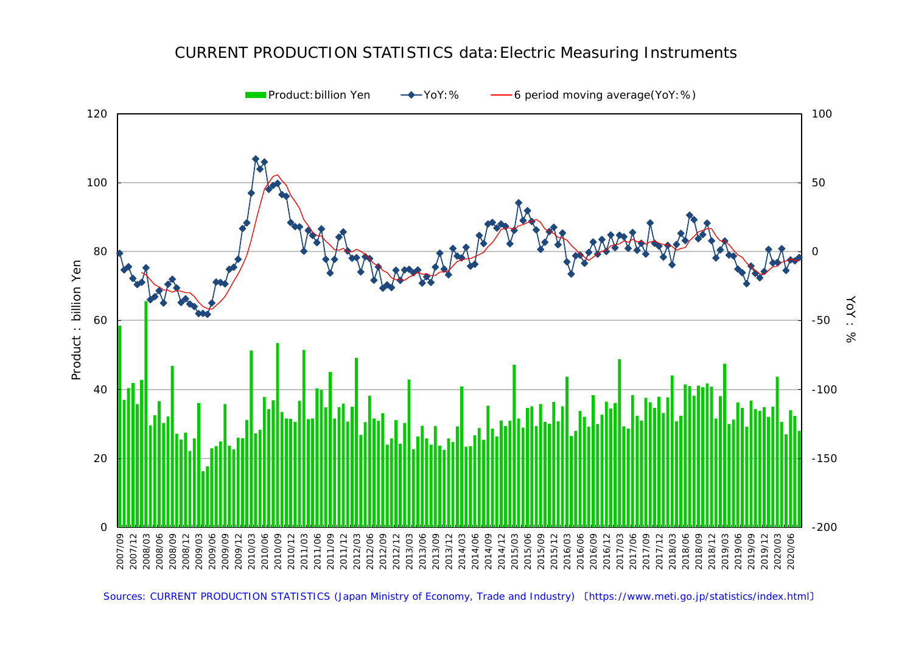# CURRENT PRODUCTION STATISTICS data:Electric Measuring Instruments

Product:billion Yen
YoY:%
6 period moving average(YoY:%)

Product : billion Yen

120
100
80
60
40
20
0

YoY : %

100
50
0
-50
-100
-150
-200

2007/09
2007/12
2008/03
2008/06
2008/09
2008/12
2009/03
2009/06
2009/09
2009/12
2010/03
2010/06
2010/09
2010/12
2011/03
2011/06
2011/09
2011/12
2012/03
2012/06
2012/09
2012/12
2013/03
2013/06
2013/09
2013/12
2014/03
2014/06
2014/09
2014/12
2015/03
2015/06
2015/09
2015/12
2016/03
2016/06
2016/09
2016/12
2017/03
2017/06
2017/09
2017/12
2018/03
2018/06
2018/09
2018/12
2019/03
2019/06
2019/09
2019/12
2020/03
2020/06

Sources: CURRENT PRODUCTION STATISTICS (Japan Ministry of Economy, Trade and Industry) 〔https://www.meti.go.jp/statistics/index.html〕